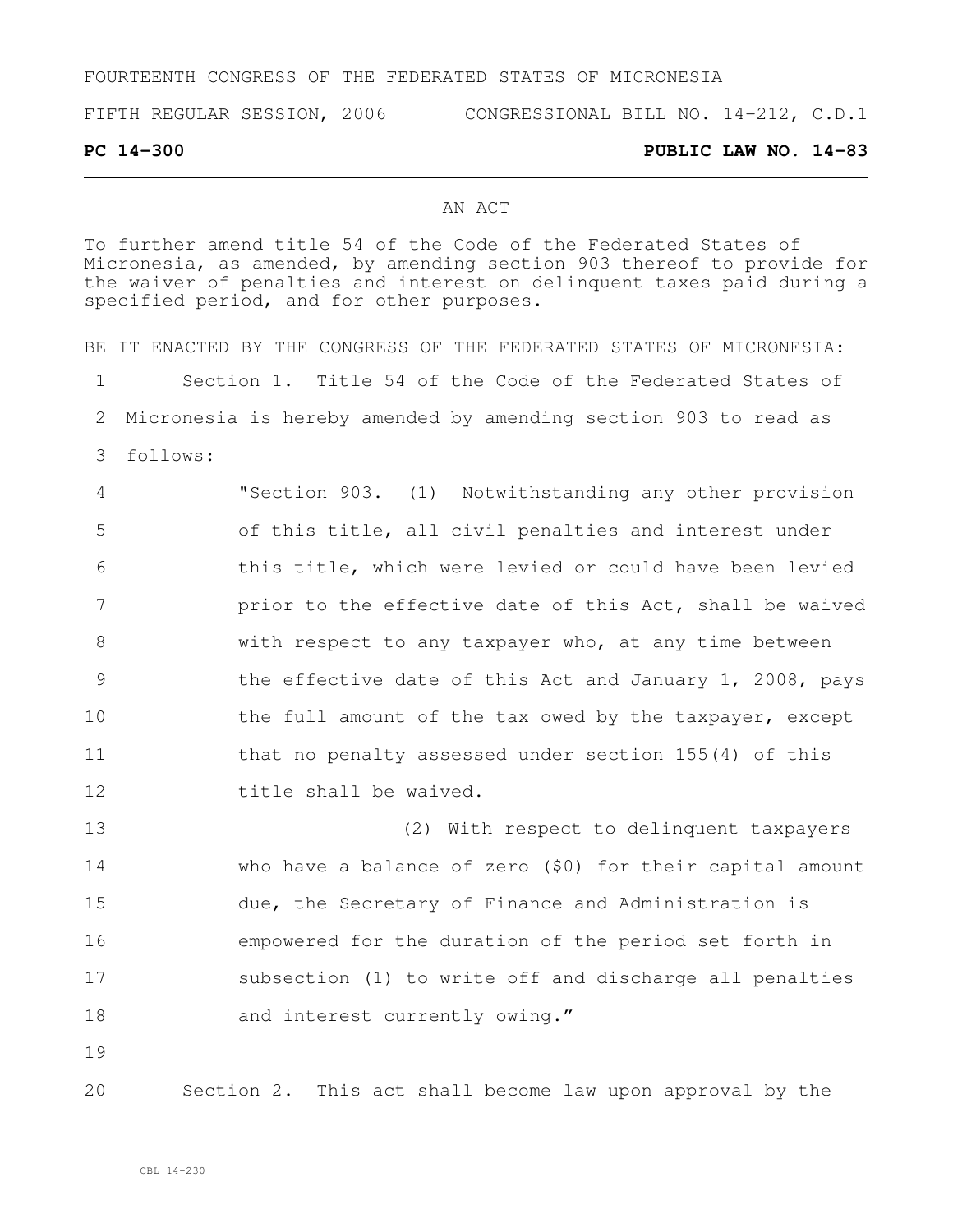FOURTEENTH CONGRESS OF THE FEDERATED STATES OF MICRONESIA

FIFTH REGULAR SESSION, 2006 CONGRESSIONAL BILL NO. 14-212, C.D.1

**PC 14-300 PUBLIC LAW NO. 14-83**

AN ACT

To further amend title 54 of the Code of the Federated States of Micronesia, as amended, by amending section 903 thereof to provide for the waiver of penalties and interest on delinquent taxes paid during a specified period, and for other purposes.

BE IT ENACTED BY THE CONGRESS OF THE FEDERATED STATES OF MICRONESIA:

Section 1. Title 54 of the Code of the Federated States of Micronesia is hereby amended by amending section 903 to read as follows:

"Section 903. (1) Notwithstanding any other provision of this title, all civil penalties and interest under this title, which were levied or could have been levied prior to the effective date of this Act, shall be waived with respect to any taxpayer who, at any time between the effective date of this Act and January 1, 2008, pays the full amount of the tax owed by the taxpayer, except that no penalty assessed under section 155(4) of this title shall be waived.

(2) With respect to delinquent taxpayers who have a balance of zero ($0) for their capital amount due, the Secretary of Finance and Administration is empowered for the duration of the period set forth in subsection (1) to write off and discharge all penalties and interest currently owing."

Section 2. This act shall become law upon approval by the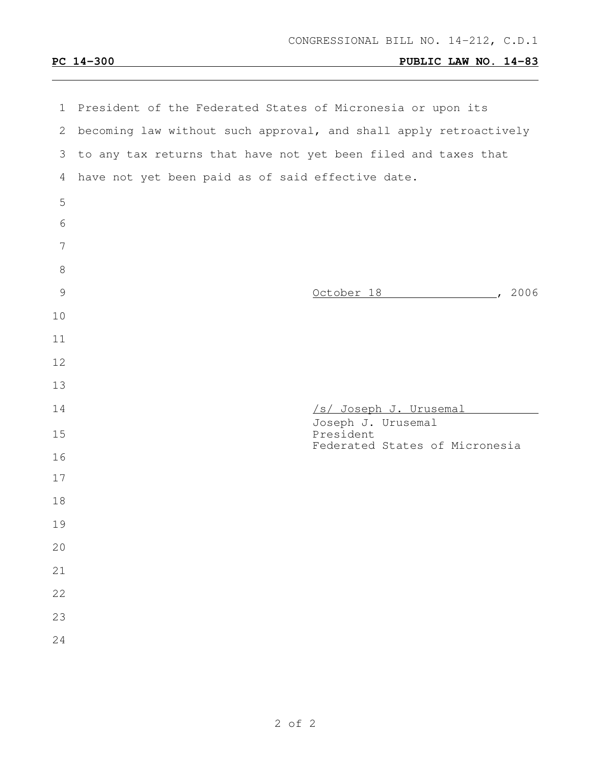President of the Federated States of Micronesia or upon its becoming law without such approval, and shall apply retroactively to any tax returns that have not yet been filed and taxes that have not yet been paid as of said effective date.

October 18, 2006

/s/ Joseph J. Urusemal

Joseph J. Urusemal
President
Federated States of Micronesia